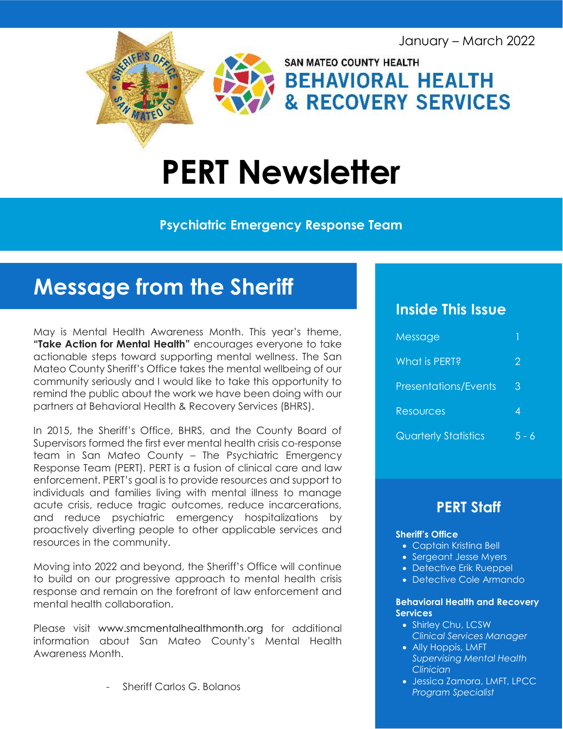January – March 2022

SAN MATEO COUNTY HEALTH

**BEHAVIORAL HEALTH & RECOVERY SERVICES**

# PERT Newsletter

**Psychiatric Emergency Response Team**

## Message from the Sheriff

May is Mental Health Awareness Month. This year's theme, **"Take Action for Mental Health"** encourages everyone to take actionable steps toward supporting mental wellness. The San Mateo County Sheriff's Office takes the mental wellbeing of our community seriously and I would like to take this opportunity to remind the public about the work we have been doing with our partners at Behavioral Health & Recovery Services (BHRS).

In 2015, the Sheriff's Office, BHRS, and the County Board of Supervisors formed the first ever mental health crisis co-response team in San Mateo County – The Psychiatric Emergency Response Team (PERT). PERT is a fusion of clinical care and law enforcement. PERT's goal is to provide resources and support to individuals and families living with mental illness to manage acute crisis, reduce tragic outcomes, reduce incarcerations, and reduce psychiatric emergency hospitalizations by proactively diverting people to other applicable services and resources in the community.

Moving into 2022 and beyond, the Sheriff's Office will continue to build on our progressive approach to mental health crisis response and remain on the forefront of law enforcement and mental health collaboration.

Please visit www.smcmentalhealthmonth.org for additional information about San Mateo County's Mental Health Awareness Month.

- Sheriff Carlos G. Bolanos

## Inside This Issue

| | |
|---|---|
| Message | 1 |
| What is PERT? | 2 |
| Presentations/Events | 3 |
| Resources | 4 |
| Quarterly Statistics | 5 - 6 |

## PERT Staff

**Sheriff's Office**

- Captain Kristina Bell
- Sergeant Jesse Myers
- Detective Erik Rueppel
- Detective Cole Armando

**Behavioral Health and Recovery Services**

- Shirley Chu, LCSW
  *Clinical Services Manager*
- Ally Hoppis, LMFT
  *Supervising Mental Health Clinician*
- Jessica Zamora, LMFT, LPCC
  *Program Specialist*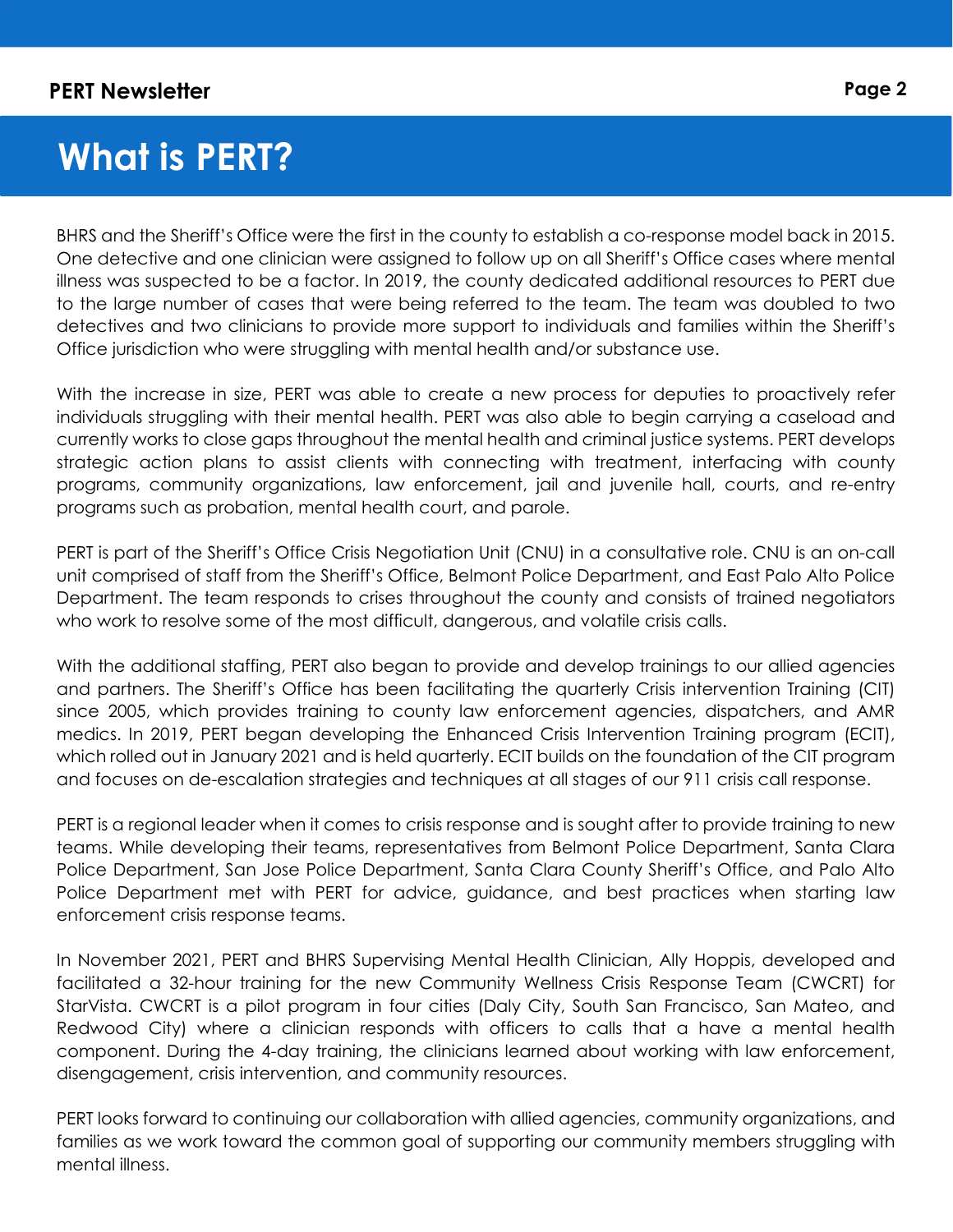# What is PERT?

BHRS and the Sheriff's Office were the first in the county to establish a co-response model back in 2015. One detective and one clinician were assigned to follow up on all Sheriff's Office cases where mental illness was suspected to be a factor. In 2019, the county dedicated additional resources to PERT due to the large number of cases that were being referred to the team. The team was doubled to two detectives and two clinicians to provide more support to individuals and families within the Sheriff's Office jurisdiction who were struggling with mental health and/or substance use.

With the increase in size, PERT was able to create a new process for deputies to proactively refer individuals struggling with their mental health. PERT was also able to begin carrying a caseload and currently works to close gaps throughout the mental health and criminal justice systems. PERT develops strategic action plans to assist clients with connecting with treatment, interfacing with county programs, community organizations, law enforcement, jail and juvenile hall, courts, and re-entry programs such as probation, mental health court, and parole.

PERT is part of the Sheriff's Office Crisis Negotiation Unit (CNU) in a consultative role. CNU is an on-call unit comprised of staff from the Sheriff's Office, Belmont Police Department, and East Palo Alto Police Department. The team responds to crises throughout the county and consists of trained negotiators who work to resolve some of the most difficult, dangerous, and volatile crisis calls.

With the additional staffing, PERT also began to provide and develop trainings to our allied agencies and partners. The Sheriff's Office has been facilitating the quarterly Crisis intervention Training (CIT) since 2005, which provides training to county law enforcement agencies, dispatchers, and AMR medics. In 2019, PERT began developing the Enhanced Crisis Intervention Training program (ECIT), which rolled out in January 2021 and is held quarterly. ECIT builds on the foundation of the CIT program and focuses on de-escalation strategies and techniques at all stages of our 911 crisis call response.

PERT is a regional leader when it comes to crisis response and is sought after to provide training to new teams. While developing their teams, representatives from Belmont Police Department, Santa Clara Police Department, San Jose Police Department, Santa Clara County Sheriff's Office, and Palo Alto Police Department met with PERT for advice, guidance, and best practices when starting law enforcement crisis response teams.

In November 2021, PERT and BHRS Supervising Mental Health Clinician, Ally Hoppis, developed and facilitated a 32-hour training for the new Community Wellness Crisis Response Team (CWCRT) for StarVista. CWCRT is a pilot program in four cities (Daly City, South San Francisco, San Mateo, and Redwood City) where a clinician responds with officers to calls that a have a mental health component. During the 4-day training, the clinicians learned about working with law enforcement, disengagement, crisis intervention, and community resources.

PERT looks forward to continuing our collaboration with allied agencies, community organizations, and families as we work toward the common goal of supporting our community members struggling with mental illness.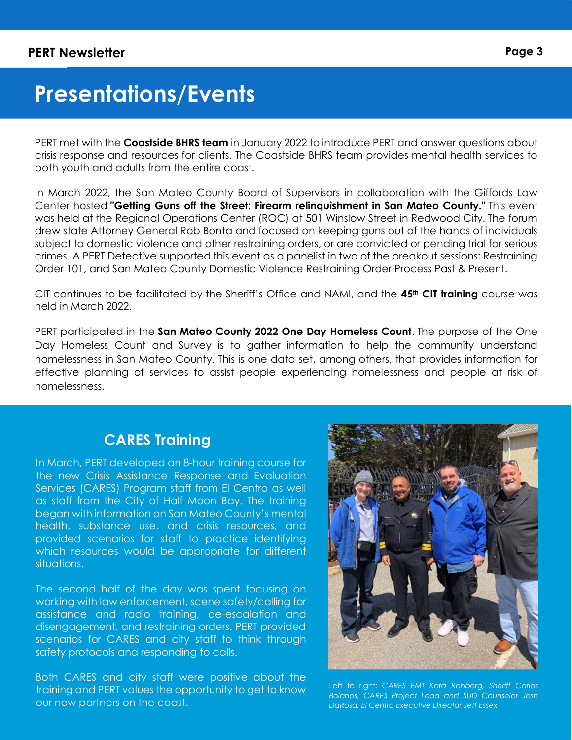# Presentations/Events

PERT met with the **Coastside BHRS team** in January 2022 to introduce PERT and answer questions about crisis response and resources for clients. The Coastside BHRS team provides mental health services to both youth and adults from the entire coast.

In March 2022, the San Mateo County Board of Supervisors in collaboration with the Giffords Law Center hosted **"Getting Guns off the Street: Firearm relinquishment in San Mateo County."** This event was held at the Regional Operations Center (ROC) at 501 Winslow Street in Redwood City. The forum drew state Attorney General Rob Bonta and focused on keeping guns out of the hands of individuals subject to domestic violence and other restraining orders, or are convicted or pending trial for serious crimes. A PERT Detective supported this event as a panelist in two of the breakout sessions: Restraining Order 101, and San Mateo County Domestic Violence Restraining Order Process Past & Present.

CIT continues to be facilitated by the Sheriff's Office and NAMI, and the **45th CIT training** course was held in March 2022.

PERT participated in the **San Mateo County 2022 One Day Homeless Count**. The purpose of the One Day Homeless Count and Survey is to gather information to help the community understand homelessness in San Mateo County. This is one data set, among others, that provides information for effective planning of services to assist people experiencing homelessness and people at risk of homelessness.

## CARES Training

In March, PERT developed an 8-hour training course for the new Crisis Assistance Response and Evaluation Services (CARES) Program staff from El Centro as well as staff from the City of Half Moon Bay. The training began with information on San Mateo County's mental health, substance use, and crisis resources, and provided scenarios for staff to practice identifying which resources would be appropriate for different situations.

The second half of the day was spent focusing on working with law enforcement, scene safety/calling for assistance and radio training, de-escalation and disengagement, and restraining orders. PERT provided scenarios for CARES and city staff to think through safety protocols and responding to calls.

Both CARES and city staff were positive about the training and PERT values the opportunity to get to know our new partners on the coast.

*Left to right: CARES EMT Kara Ronberg, Sheriff Carlos Bolanos, CARES Project Lead and SUD Counselor Josh DaRosa, El Centro Executive Director Jeff Essex*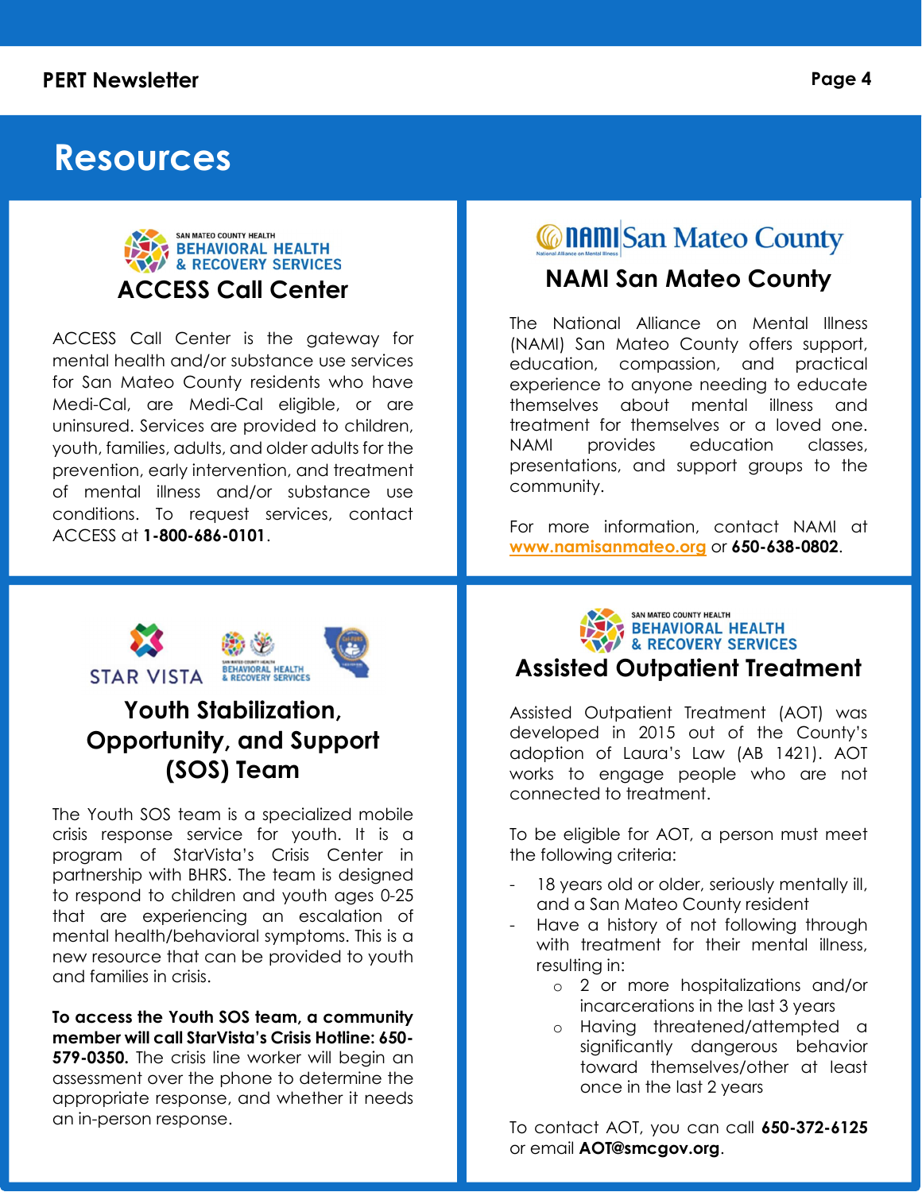# Resources

SAN MATEO COUNTY HEALTH
BEHAVIORAL HEALTH & RECOVERY SERVICES

## ACCESS Call Center

ACCESS Call Center is the gateway for mental health and/or substance use services for San Mateo County residents who have Medi-Cal, are Medi-Cal eligible, or are uninsured. Services are provided to children, youth, families, adults, and older adults for the prevention, early intervention, and treatment of mental illness and/or substance use conditions. To request services, contact ACCESS at **1-800-686-0101**.

NAMI San Mateo County

## NAMI San Mateo County

The National Alliance on Mental Illness (NAMI) San Mateo County offers support, education, compassion, and practical experience to anyone needing to educate themselves about mental illness and treatment for themselves or a loved one. NAMI provides education classes, presentations, and support groups to the community.

For more information, contact NAMI at www.namisanmateo.org or **650-638-0802**.

STAR VISTA

## Youth Stabilization, Opportunity, and Support (SOS) Team

The Youth SOS team is a specialized mobile crisis response service for youth. It is a program of StarVista's Crisis Center in partnership with BHRS. The team is designed to respond to children and youth ages 0-25 that are experiencing an escalation of mental health/behavioral symptoms. This is a new resource that can be provided to youth and families in crisis.

**To access the Youth SOS team, a community member will call StarVista's Crisis Hotline: 650-579-0350.** The crisis line worker will begin an assessment over the phone to determine the appropriate response, and whether it needs an in-person response.

SAN MATEO COUNTY HEALTH
BEHAVIORAL HEALTH & RECOVERY SERVICES

## Assisted Outpatient Treatment

Assisted Outpatient Treatment (AOT) was developed in 2015 out of the County's adoption of Laura's Law (AB 1421). AOT works to engage people who are not connected to treatment.

To be eligible for AOT, a person must meet the following criteria:

- 18 years old or older, seriously mentally ill, and a San Mateo County resident
- Have a history of not following through with treatment for their mental illness, resulting in:
    - 2 or more hospitalizations and/or incarcerations in the last 3 years
    - Having threatened/attempted a significantly dangerous behavior toward themselves/other at least once in the last 2 years

To contact AOT, you can call **650-372-6125** or email **AOT@smcgov.org**.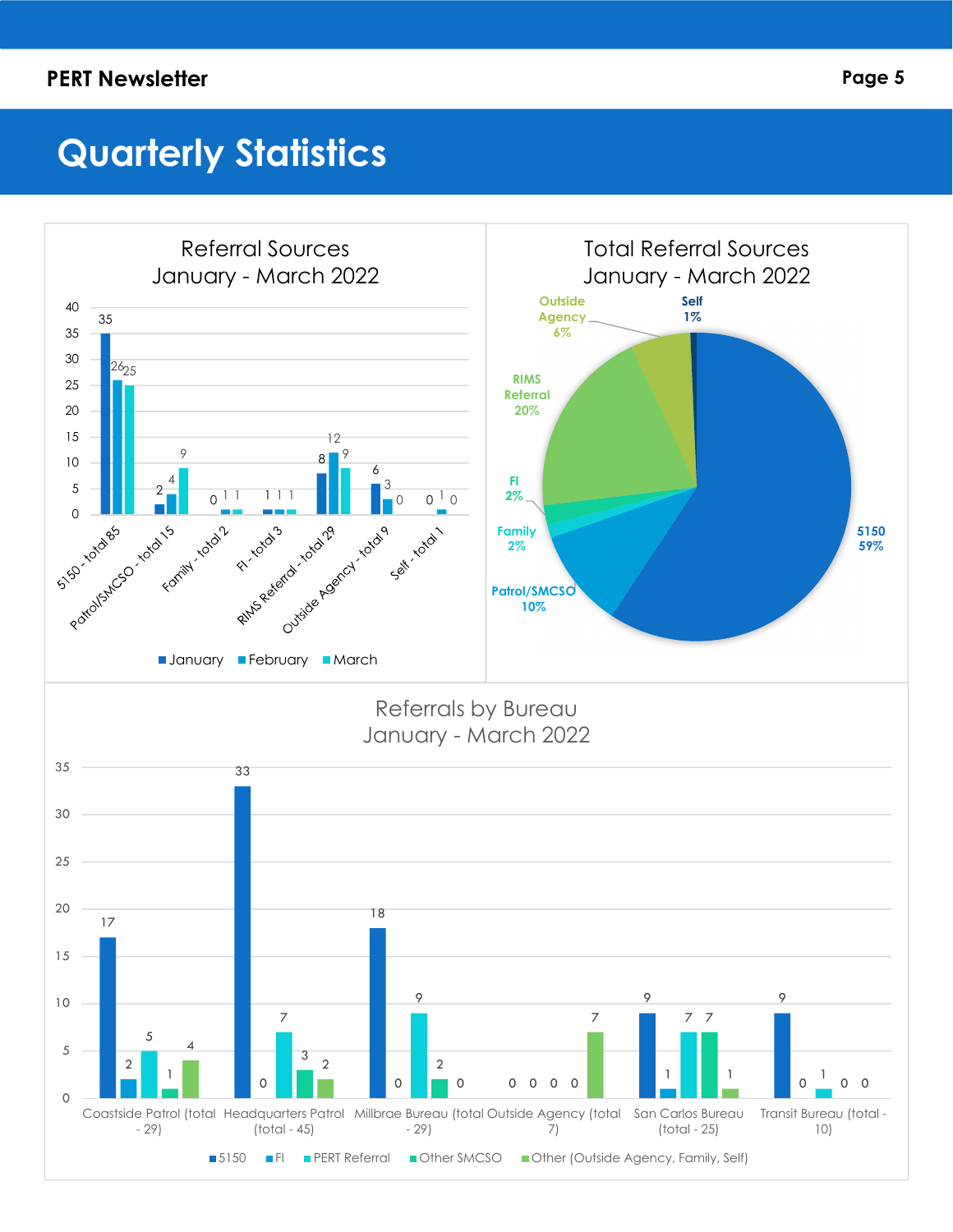# Quarterly Statistics

## Referral Sources January - March 2022

| Source | January | February | March |
|---|---|---|---|
| 5150 - total 85 | 35 | 26 | 25 |
| Patrol/SMCSO - total 15 | 2 | 4 | 9 |
| Family - total 2 | 0 | 1 | 1 |
| FI - total 3 | 1 | 1 | 1 |
| RIMS Referral - total 29 | 8 | 12 | 9 |
| Outside Agency - total 9 | 6 | 3 | 0 |
| Self - total 1 | 0 | 1 | 0 |

## Total Referral Sources January - March 2022

| Source | Percentage |
|---|---|
| 5150 | 59% |
| Patrol/SMCSO | 10% |
| Family | 2% |
| FI | 2% |
| RIMS Referral | 20% |
| Outside Agency | 6% |
| Self | 1% |

## Referrals by Bureau January - March 2022

| Bureau | 5150 | FI | PERT Referral | Other SMCSO | Other (Outside Agency, Family, Self) |
|---|---|---|---|---|---|
| Coastside Patrol (total - 29) | 17 | 2 | 5 | 1 | 4 |
| Headquarters Patrol (total - 45) | 33 | 0 | 7 | 3 | 2 |
| Millbrae Bureau (total - 29) | 18 | 0 | 9 | 2 | 0 |
| Outside Agency (total 7) | 0 | 0 | 0 | 0 | 7 |
| San Carlos Bureau (total - 25) | 9 | 1 | 7 | 7 | 1 |
| Transit Bureau (total - 10) | 9 | 0 | 1 | 0 | 0 |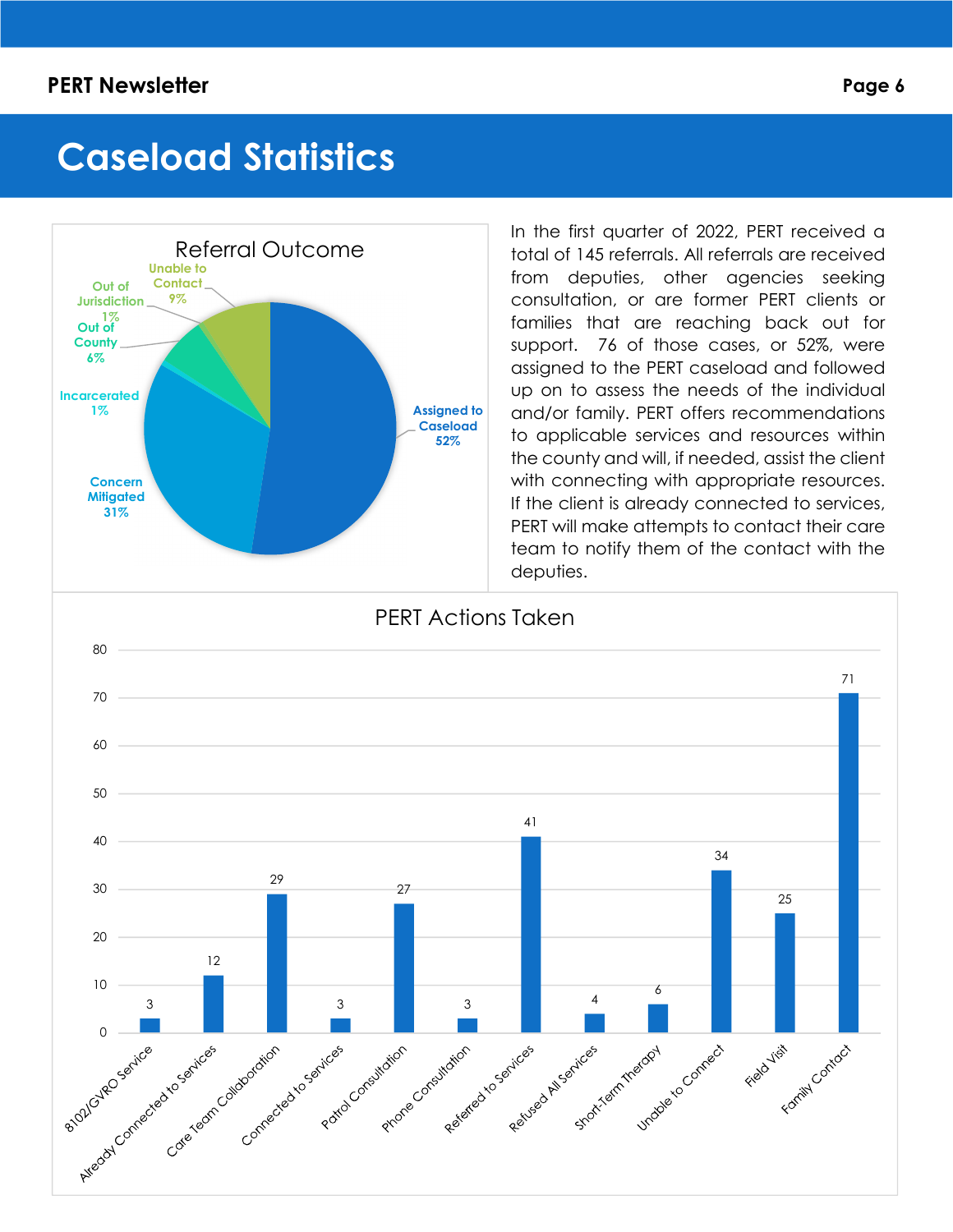# Caseload Statistics

Referral Outcome

Unable to Contact 9%
Out of Jurisdiction 1%
Out of County 6%
Incarcerated 1%
Concern Mitigated 31%
Assigned to Caseload 52%

In the first quarter of 2022, PERT received a total of 145 referrals. All referrals are received from deputies, other agencies seeking consultation, or are former PERT clients or families that are reaching back out for support. 76 of those cases, or 52%, were assigned to the PERT caseload and followed up on to assess the needs of the individual and/or family. PERT offers recommendations to applicable services and resources within the county and will, if needed, assist the client with connecting with appropriate resources. If the client is already connected to services, PERT will make attempts to contact their care team to notify them of the contact with the deputies.

PERT Actions Taken

80
70
60
50
40
30
20
10
0

3 8102/GVRO Service
12 Already Connected to Services
29 Care Team Collaboration
3 Connected to Services
27 Patrol Consultation
3 Phone Consultation
41 Referred to Services
4 Refused All Services
6 Short-Term Therapy
34 Unable to Connect
25 Field Visit
71 Family Contact